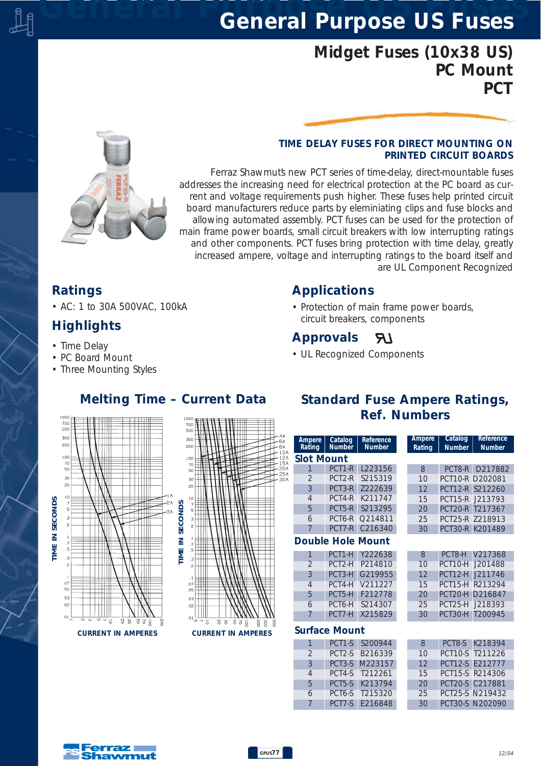# General Purpose US Fuses

## Midget Fuses (10x38 US)
## PC Mount
## PCT

### TIME DELAY FUSES FOR DIRECT MOUNTING ON PRINTED CIRCUIT BOARDS

Ferraz Shawmut's new PCT series of time-delay, direct-mountable fuses addresses the increasing need for electrical protection at the PC board as current and voltage requirements push higher. These fuses help printed circuit board manufacturers reduce parts by eleminiating clips and fuse blocks and allowing automated assembly. PCT fuses can be used for the protection of main frame power boards, small circuit breakers with low interrupting ratings and other components. PCT fuses bring protection with time delay, greatly increased ampere, voltage and interrupting ratings to the board itself and are UL Component Recognized

## Ratings

- AC: 1 to 30A 500VAC, 100kA

## Highlights

- Time Delay
- PC Board Mount
- Three Mounting Styles

## Applications

- Protection of main frame power boards, circuit breakers, components

## Approvals

- UL Recognized Components

## Melting Time – Current Data

TIME IN SECONDS

1000 700 500 300 200 100 70 50 30 20 10 7 5 3 2 1 .7 .5 .3 .2 .1 .07 .05 .03 .02 .01

1A 2A 3A

1 2 3 5 7 10 20 30 50 70 100 200

CURRENT IN AMPERES

TIME IN SECONDS

1000 700 500 300 200 100 70 50 30 20 10 7 5 3 2 1 .7 .5 .3 .2 .1 .07 .05 .03 .02 .01

4A 6A 8A 10A 12A 15A 20A 25A 30A

5 7 10 20 30 50 70 100 200 300 500

CURRENT IN AMPERES

## Standard Fuse Ampere Ratings, Ref. Numbers

| Ampere Rating | Catalog Number | Reference Number | Ampere Rating | Catalog Number | Reference Number |
|---|---|---|---|---|---|
| **Slot Mount** | | | | | |
| 1 | PCT1-R | L223156 | 8 | PCT8-R | D217882 |
| 2 | PCT2-R | S215319 | 10 | PCT10-R | D202081 |
| 3 | PCT3-R | Z222639 | 12 | PCT12-R | S212260 |
| 4 | PCT4-R | K211747 | 15 | PCT15-R | J213793 |
| 5 | PCT5-R | S213295 | 20 | PCT20-R | T217367 |
| 6 | PCT6-R | Q214811 | 25 | PCT25-R | Z218913 |
| 7 | PCT7-R | C216340 | 30 | PCT30-R | K201489 |
| **Double Hole Mount** | | | | | |
| 1 | PCT1-H | Y222638 | 8 | PCT8-H | V217368 |
| 2 | PCT2-H | P214810 | 10 | PCT10-H | J201488 |
| 3 | PCT3-H | G219955 | 12 | PCT12-H | J211746 |
| 4 | PCT4-H | V211227 | 15 | PCT15-H | R213294 |
| 5 | PCT5-H | F212778 | 20 | PCT20-H | D216847 |
| 6 | PCT6-H | S214307 | 25 | PCT25-H | J218393 |
| 7 | PCT7-H | X215829 | 30 | PCT30-H | T200945 |
| **Surface Mount** | | | | | |
| 1 | PCT1-S | S200944 | 8 | PCT8-S | K218394 |
| 2 | PCT2-S | B216339 | 10 | PCT10-S | T211226 |
| 3 | PCT3-S | M223157 | 12 | PCT12-S | E212777 |
| 4 | PCT4-S | T212261 | 15 | PCT15-S | R214306 |
| 5 | PCT5-S | K213794 | 20 | PCT20-S | C217881 |
| 6 | PCT6-S | T215320 | 25 | PCT25-S | N219432 |
| 7 | PCT7-S | E216848 | 30 | PCT30-S | N202090 |

12/04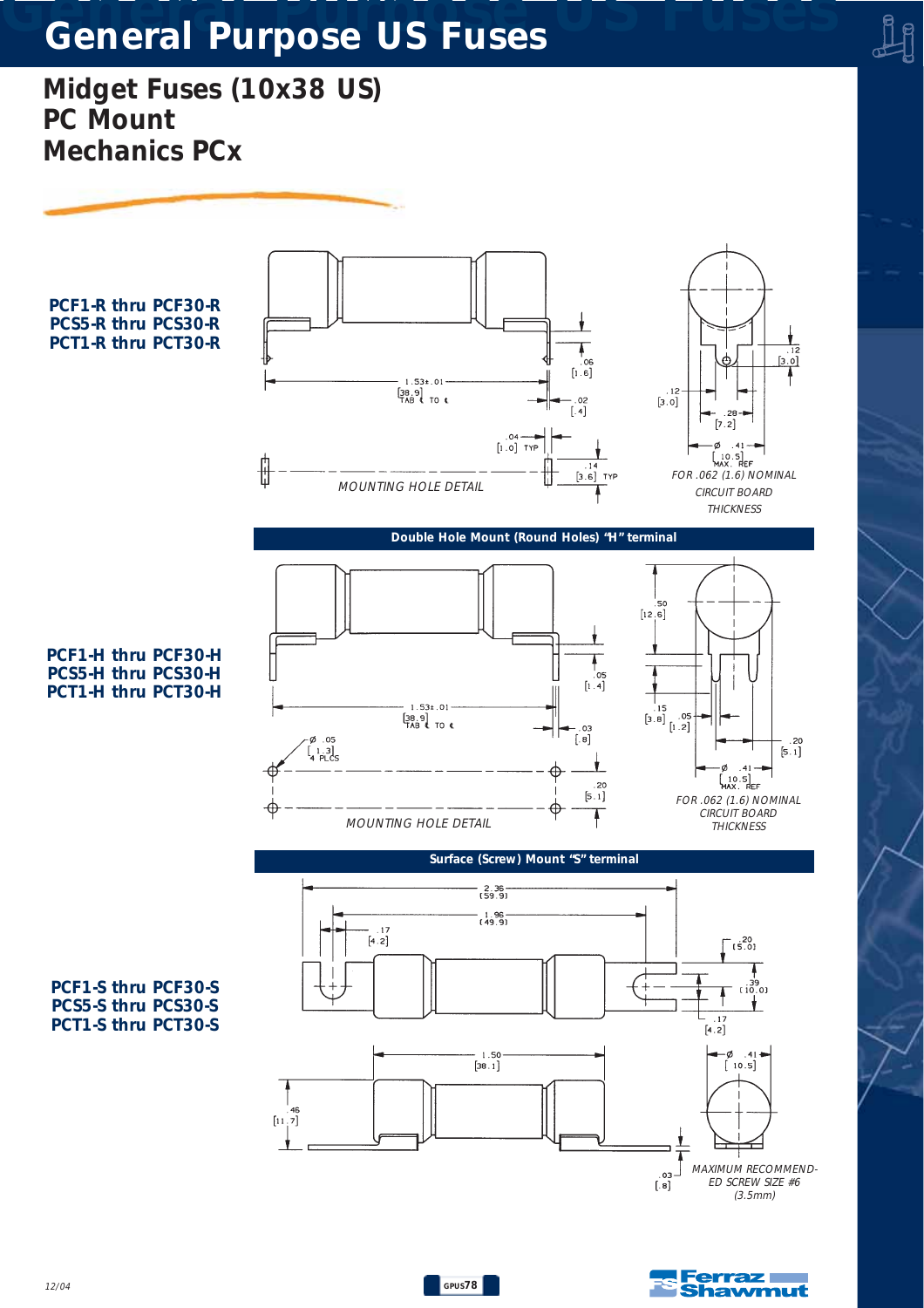# General Purpose US Fuses

## Midget Fuses (10x38 US)
## PC Mount
## Mechanics PCx

**PCF1-R thru PCF30-R**
**PCS5-R thru PCS30-R**
**PCT1-R thru PCT30-R**

1.53±.01
[38.9]
TAB ℄ TO ℄

.06
[1.6]

.02
[.4]

.04
[1.0] TYP

.14
[3.6] TYP

MOUNTING HOLE DETAIL

.12
[3.0]

.12
[3.0]

.28
[7.2]

Ø .41
[10.5]
MAX. REF

FOR .062 (1.6) NOMINAL CIRCUIT BOARD THICKNESS

**Double Hole Mount (Round Holes) "H" terminal**

**PCF1-H thru PCF30-H**
**PCS5-H thru PCS30-H**
**PCT1-H thru PCT30-H**

1.53±.01
[38.9]
TAB ℄ TO ℄

.05
[1.4]

.03
[.8]

Ø .05
[1.3]
4 PLCS

.20
[5.1]

MOUNTING HOLE DETAIL

.50
[12.6]

.15
[3.8]

.05
[1.2]

.20
[5.1]

Ø .41
[10.5]
MAX. REF

FOR .062 (1.6) NOMINAL CIRCUIT BOARD THICKNESS

**Surface (Screw) Mount "S" terminal**

**PCF1-S thru PCF30-S**
**PCS5-S thru PCS30-S**
**PCT1-S thru PCT30-S**

2.36
[59.9]

1.96
[49.9]

.17
[4.2]

.20
[5.0]

.39
[10.0]

.17
[4.2]

1.50
[38.1]

.46
[11.7]

.03
[.8]

Ø .41
[10.5]

MAXIMUM RECOMMENDED SCREW SIZE #6 (3.5mm)

12/04